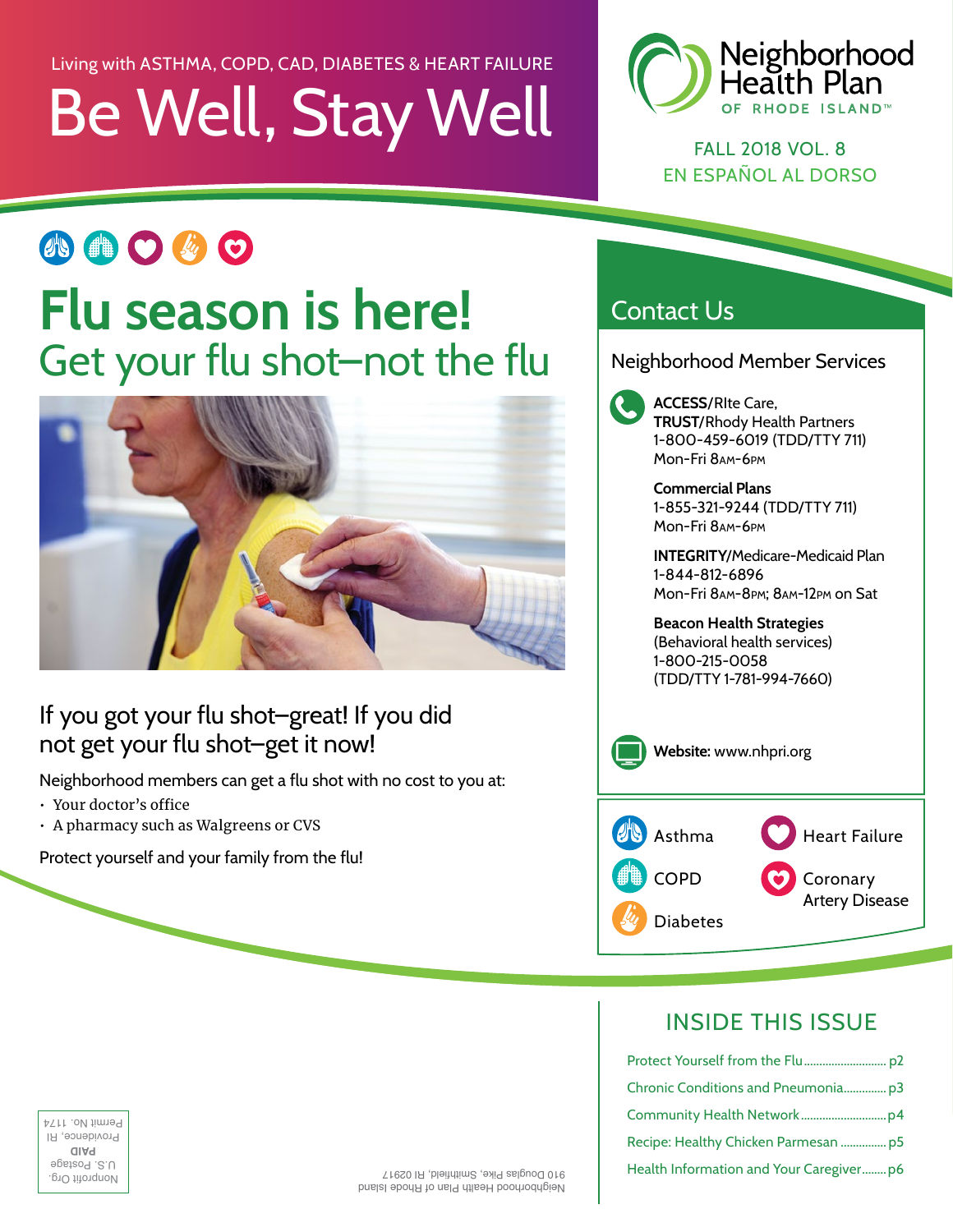Living with ASTHMA, COPD, CAD, DIABETES & HEART FAILURE

# Be Well, Stay Well

Neighborhood Health Plan OF RHODE ISLAND™

FALL 2018 VOL. 8
EN ESPAÑOL AL DORSO

# Flu season is here!

## Get your flu shot–not the flu

### If you got your flu shot–great! If you did not get your flu shot–get it now!

Neighborhood members can get a flu shot with no cost to you at:

- Your doctor's office
- A pharmacy such as Walgreens or CVS

Protect yourself and your family from the flu!

## Contact Us

### Neighborhood Member Services

**ACCESS**/RIte Care,
**TRUST**/Rhody Health Partners
1-800-459-6019 (TDD/TTY 711)
Mon-Fri 8AM-6PM

**Commercial Plans**
1-855-321-9244 (TDD/TTY 711)
Mon-Fri 8AM-6PM

**INTEGRITY**/Medicare-Medicaid Plan
1-844-812-6896
Mon-Fri 8AM-8PM; 8AM-12PM on Sat

**Beacon Health Strategies**
(Behavioral health services)
1-800-215-0058
(TDD/TTY 1-781-994-7660)

**Website:** www.nhpri.org

- Asthma
- COPD
- Diabetes
- Heart Failure
- Coronary Artery Disease

## INSIDE THIS ISSUE

- Protect Yourself from the Flu ..... p2
- Chronic Conditions and Pneumonia ..... p3
- Community Health Network ..... p4
- Recipe: Healthy Chicken Parmesan ..... p5
- Health Information and Your Caregiver ..... p6

Neighborhood Health Plan of Rhode Island
910 Douglas Pike, Smithfield, RI 02917

Nonprofit Org.
U.S. Postage
**PAID**
Providence, RI
Permit No. 1174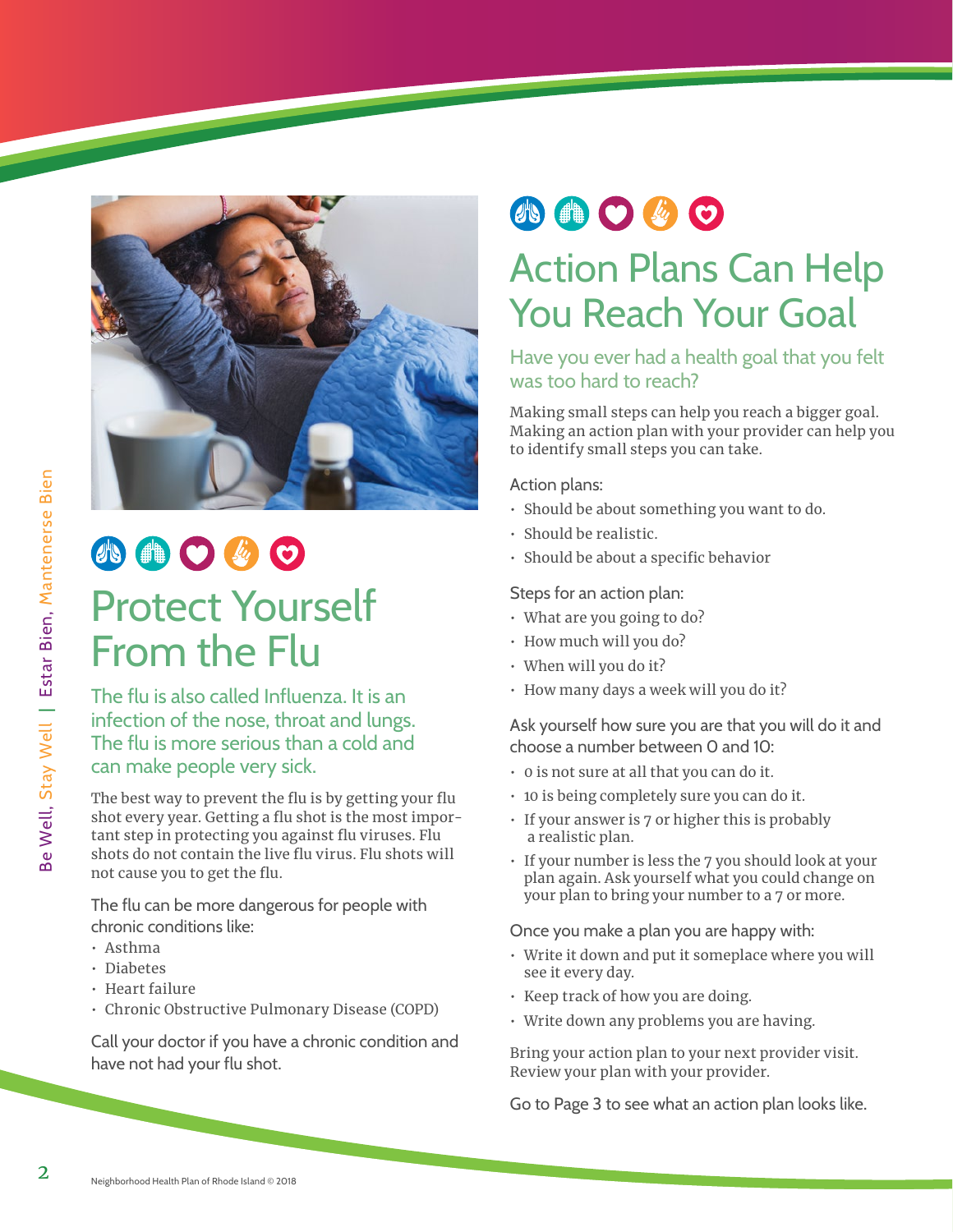# Protect Yourself From the Flu

## The flu is also called Influenza. It is an infection of the nose, throat and lungs. The flu is more serious than a cold and can make people very sick.

The best way to prevent the flu is by getting your flu shot every year. Getting a flu shot is the most important step in protecting you against flu viruses. Flu shots do not contain the live flu virus. Flu shots will not cause you to get the flu.

The flu can be more dangerous for people with chronic conditions like:

- Asthma
- Diabetes
- Heart failure
- Chronic Obstructive Pulmonary Disease (COPD)

Call your doctor if you have a chronic condition and have not had your flu shot.

# Action Plans Can Help You Reach Your Goal

## Have you ever had a health goal that you felt was too hard to reach?

Making small steps can help you reach a bigger goal. Making an action plan with your provider can help you to identify small steps you can take.

Action plans:

- Should be about something you want to do.
- Should be realistic.
- Should be about a specific behavior

Steps for an action plan:

- What are you going to do?
- How much will you do?
- When will you do it?
- How many days a week will you do it?

Ask yourself how sure you are that you will do it and choose a number between 0 and 10:

- 0 is not sure at all that you can do it.
- 10 is being completely sure you can do it.
- If your answer is 7 or higher this is probably a realistic plan.
- If your number is less the 7 you should look at your plan again. Ask yourself what you could change on your plan to bring your number to a 7 or more.

Once you make a plan you are happy with:

- Write it down and put it someplace where you will see it every day.
- Keep track of how you are doing.
- Write down any problems you are having.

Bring your action plan to your next provider visit. Review your plan with your provider.

Go to Page 3 to see what an action plan looks like.

Neighborhood Health Plan of Rhode Island © 2018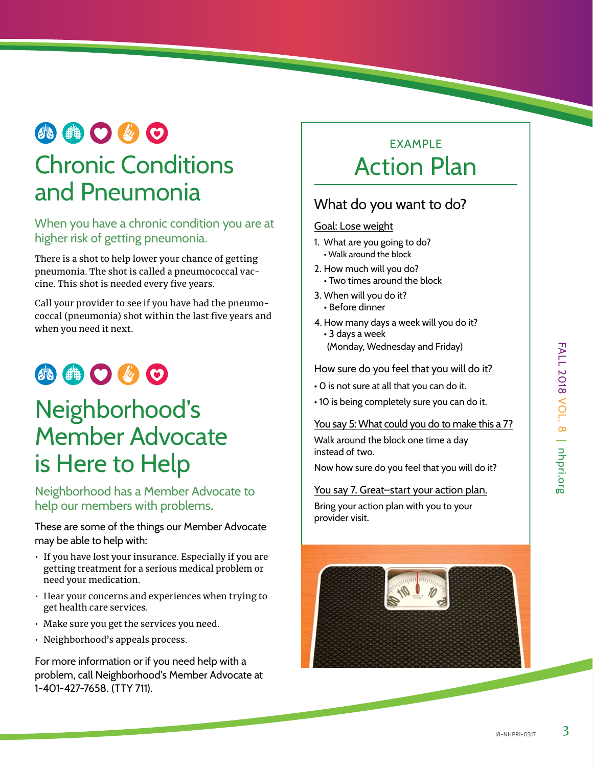# Chronic Conditions and Pneumonia

## When you have a chronic condition you are at higher risk of getting pneumonia.

There is a shot to help lower your chance of getting pneumonia. The shot is called a pneumococcal vaccine. This shot is needed every five years.

Call your provider to see if you have had the pneumococcal (pneumonia) shot within the last five years and when you need it next.

# Neighborhood's Member Advocate is Here to Help

## Neighborhood has a Member Advocate to help our members with problems.

These are some of the things our Member Advocate may be able to help with:

- If you have lost your insurance. Especially if you are getting treatment for a serious medical problem or need your medication.
- Hear your concerns and experiences when trying to get health care services.
- Make sure you get the services you need.
- Neighborhood's appeals process.

For more information or if you need help with a problem, call Neighborhood's Member Advocate at 1-401-427-7658. (TTY 711).

EXAMPLE

# Action Plan

## What do you want to do?

Goal: Lose weight

1. What are you going to do?
   - Walk around the block
2. How much will you do?
   - Two times around the block
3. When will you do it?
   - Before dinner
4. How many days a week will you do it?
   - 3 days a week (Monday, Wednesday and Friday)

How sure do you feel that you will do it?

- 0 is not sure at all that you can do it.
- 10 is being completely sure you can do it.

You say 5: What could you do to make this a 7?

Walk around the block one time a day instead of two.

Now how sure do you feel that you will do it?

You say 7. Great–start your action plan.

Bring your action plan with you to your provider visit.

18-NHPRI-0317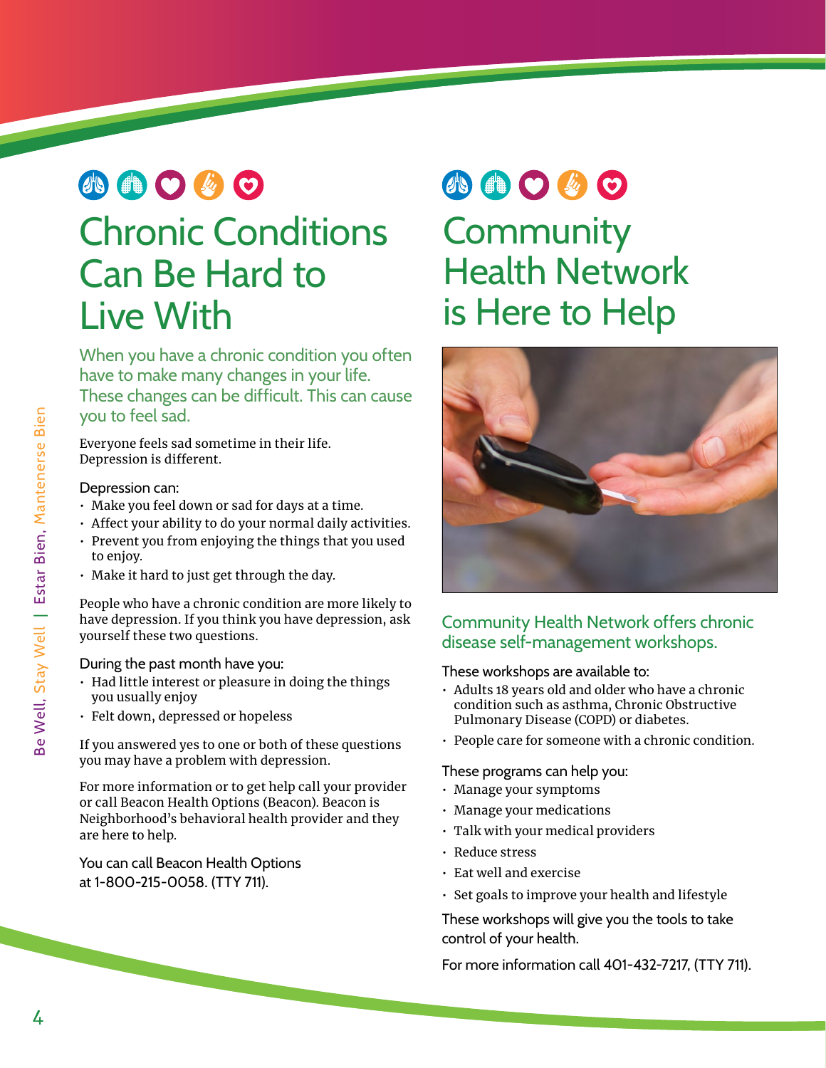# Chronic Conditions Can Be Hard to Live With

When you have a chronic condition you often have to make many changes in your life. These changes can be difficult. This can cause you to feel sad.

Everyone feels sad sometime in their life. Depression is different.

Depression can:

- Make you feel down or sad for days at a time.
- Affect your ability to do your normal daily activities.
- Prevent you from enjoying the things that you used to enjoy.
- Make it hard to just get through the day.

People who have a chronic condition are more likely to have depression. If you think you have depression, ask yourself these two questions.

During the past month have you:

- Had little interest or pleasure in doing the things you usually enjoy
- Felt down, depressed or hopeless

If you answered yes to one or both of these questions you may have a problem with depression.

For more information or to get help call your provider or call Beacon Health Options (Beacon). Beacon is Neighborhood's behavioral health provider and they are here to help.

You can call Beacon Health Options at 1-800-215-0058. (TTY 711).

# Community Health Network is Here to Help

Community Health Network offers chronic disease self-management workshops.

These workshops are available to:

- Adults 18 years old and older who have a chronic condition such as asthma, Chronic Obstructive Pulmonary Disease (COPD) or diabetes.
- People care for someone with a chronic condition.

These programs can help you:

- Manage your symptoms
- Manage your medications
- Talk with your medical providers
- Reduce stress
- Eat well and exercise
- Set goals to improve your health and lifestyle

These workshops will give you the tools to take control of your health.

For more information call 401-432-7217, (TTY 711).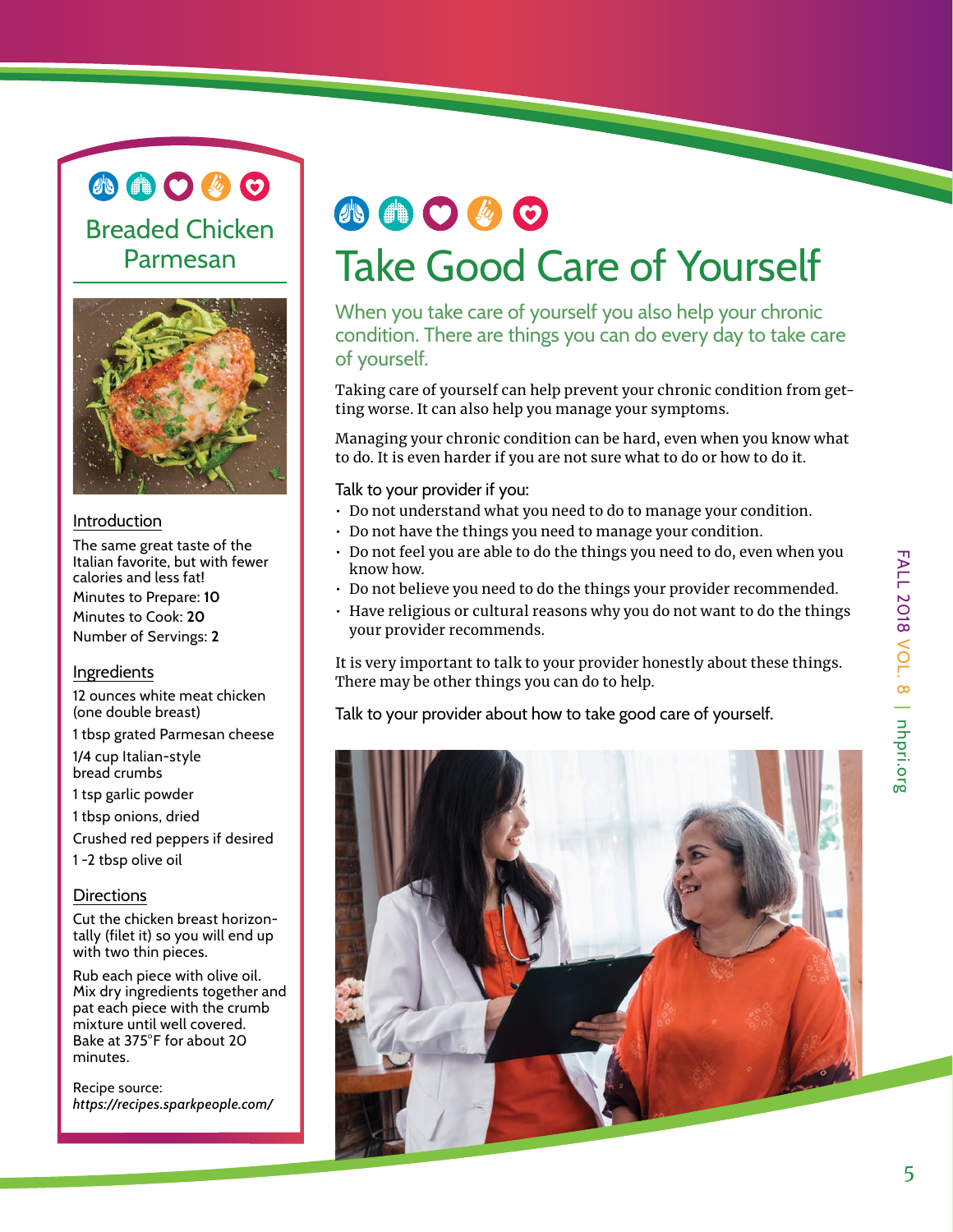## Breaded Chicken Parmesan

### Introduction

The same great taste of the Italian favorite, but with fewer calories and less fat!

Minutes to Prepare: **10**

Minutes to Cook: **20**

Number of Servings: **2**

### Ingredients

12 ounces white meat chicken (one double breast)

1 tbsp grated Parmesan cheese

1/4 cup Italian-style bread crumbs

1 tsp garlic powder

1 tbsp onions, dried

Crushed red peppers if desired

1 -2 tbsp olive oil

### Directions

Cut the chicken breast horizontally (filet it) so you will end up with two thin pieces.

Rub each piece with olive oil. Mix dry ingredients together and pat each piece with the crumb mixture until well covered. Bake at 375°F for about 20 minutes.

Recipe source: *https://recipes.sparkpeople.com/*

# Take Good Care of Yourself

When you take care of yourself you also help your chronic condition. There are things you can do every day to take care of yourself.

Taking care of yourself can help prevent your chronic condition from getting worse. It can also help you manage your symptoms.

Managing your chronic condition can be hard, even when you know what to do. It is even harder if you are not sure what to do or how to do it.

Talk to your provider if you:

- Do not understand what you need to do to manage your condition.
- Do not have the things you need to manage your condition.
- Do not feel you are able to do the things you need to do, even when you know how.
- Do not believe you need to do the things your provider recommended.
- Have religious or cultural reasons why you do not want to do the things your provider recommends.

It is very important to talk to your provider honestly about these things. There may be other things you can do to help.

Talk to your provider about how to take good care of yourself.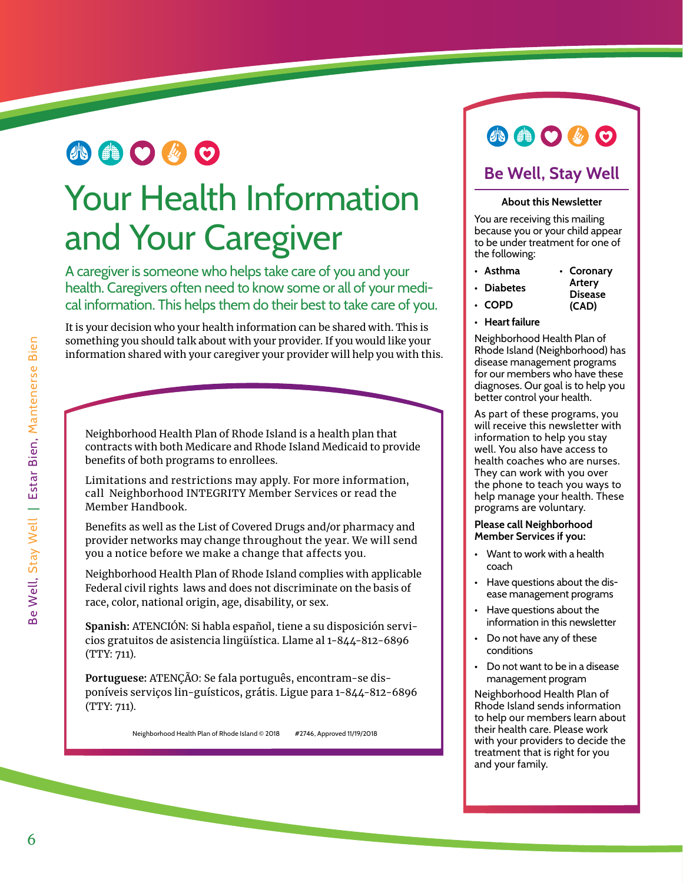# Your Health Information and Your Caregiver

A caregiver is someone who helps take care of you and your health. Caregivers often need to know some or all of your medical information. This helps them do their best to take care of you.

It is your decision who your health information can be shared with. This is something you should talk about with your provider. If you would like your information shared with your caregiver your provider will help you with this.

Neighborhood Health Plan of Rhode Island is a health plan that contracts with both Medicare and Rhode Island Medicaid to provide benefits of both programs to enrollees.

Limitations and restrictions may apply. For more information, call Neighborhood INTEGRITY Member Services or read the Member Handbook.

Benefits as well as the List of Covered Drugs and/or pharmacy and provider networks may change throughout the year. We will send you a notice before we make a change that affects you.

Neighborhood Health Plan of Rhode Island complies with applicable Federal civil rights laws and does not discriminate on the basis of race, color, national origin, age, disability, or sex.

**Spanish:** ATENCIÓN: Si habla español, tiene a su disposición servicios gratuitos de asistencia lingüística. Llame al 1-844-812-6896 (TTY: 711).

**Portuguese:** ATENÇÃO: Se fala português, encontram-se disponíveis serviços lin-guísticos, grátis. Ligue para 1-844-812-6896 (TTY: 711).

Neighborhood Health Plan of Rhode Island © 2018 #2746, Approved 11/19/2018

## Be Well, Stay Well

**About this Newsletter**

You are receiving this mailing because you or your child appear to be under treatment for one of the following:

- **Asthma**
- **Diabetes**
- **COPD**
- **Heart failure**
- **Coronary Artery Disease (CAD)**

Neighborhood Health Plan of Rhode Island (Neighborhood) has disease management programs for our members who have these diagnoses. Our goal is to help you better control your health.

As part of these programs, you will receive this newsletter with information to help you stay well. You also have access to health coaches who are nurses. They can work with you over the phone to teach you ways to help manage your health. These programs are voluntary.

**Please call Neighborhood Member Services if you:**

- Want to work with a health coach
- Have questions about the disease management programs
- Have questions about the information in this newsletter
- Do not have any of these conditions
- Do not want to be in a disease management program

Neighborhood Health Plan of Rhode Island sends information to help our members learn about their health care. Please work with your providers to decide the treatment that is right for you and your family.